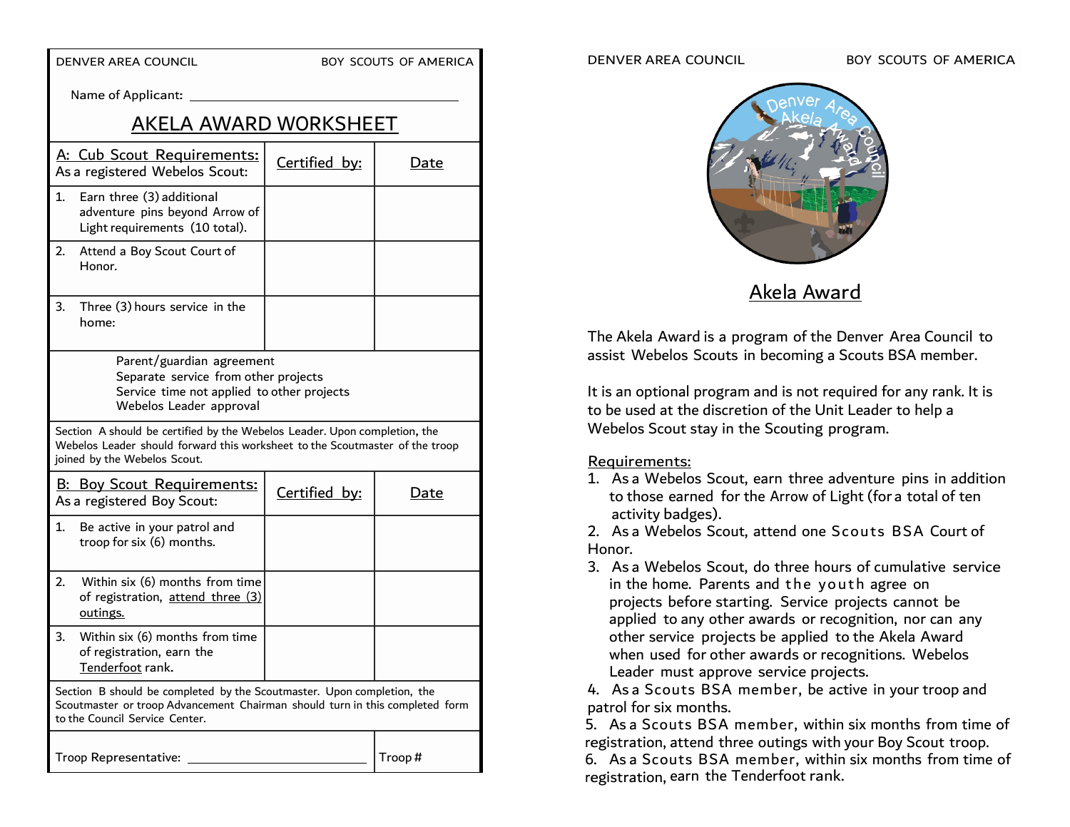DENVER AREA COUNCIL — BOY SCOUTS OF AMERICA

Name of Applicant: ______________________________

# AKELA AWARD WORKSHEET

| A: Cub Scout Requirements: As a registered Webelos Scout: | Certified by: | Date |
|---|---|---|
| 1. Earn three (3) additional adventure pins beyond Arrow of Light requirements (10 total). | | |
| 2. Attend a Boy Scout Court of Honor. | | |
| 3. Three (3) hours service in the home: | | |

Parent/guardian agreement
Separate service from other projects
Service time not applied to other projects
Webelos Leader approval

Section A should be certified by the Webelos Leader. Upon completion, the Webelos Leader should forward this worksheet to the Scoutmaster of the troop joined by the Webelos Scout.

| B: Boy Scout Requirements: As a registered Boy Scout: | Certified by: | Date |
|---|---|---|
| 1. Be active in your patrol and troop for six (6) months. | | |
| 2. Within six (6) months from time of registration, attend three (3) outings. | | |
| 3. Within six (6) months from time of registration, earn the Tenderfoot rank. | | |

Section B should be completed by the Scoutmaster. Upon completion, the Scoutmaster or troop Advancement Chairman should turn in this completed form to the Council Service Center.

Troop Representative: ______________________ Troop #

DENVER AREA COUNCIL — BOY SCOUTS OF AMERICA

## Akela Award

The Akela Award is a program of the Denver Area Council to assist Webelos Scouts in becoming a Scouts BSA member.

It is an optional program and is not required for any rank. It is to be used at the discretion of the Unit Leader to help a Webelos Scout stay in the Scouting program.

Requirements:

1. As a Webelos Scout, earn three adventure pins in addition to those earned for the Arrow of Light (for a total of ten activity badges).
2. As a Webelos Scout, attend one Scouts BSA Court of Honor.
3. As a Webelos Scout, do three hours of cumulative service in the home. Parents and the youth agree on projects before starting. Service projects cannot be applied to any other awards or recognition, nor can any other service projects be applied to the Akela Award when used for other awards or recognitions. Webelos Leader must approve service projects.
4. As a Scouts BSA member, be active in your troop and patrol for six months.
5. As a Scouts BSA member, within six months from time of registration, attend three outings with your Boy Scout troop.
6. As a Scouts BSA member, within six months from time of registration, earn the Tenderfoot rank.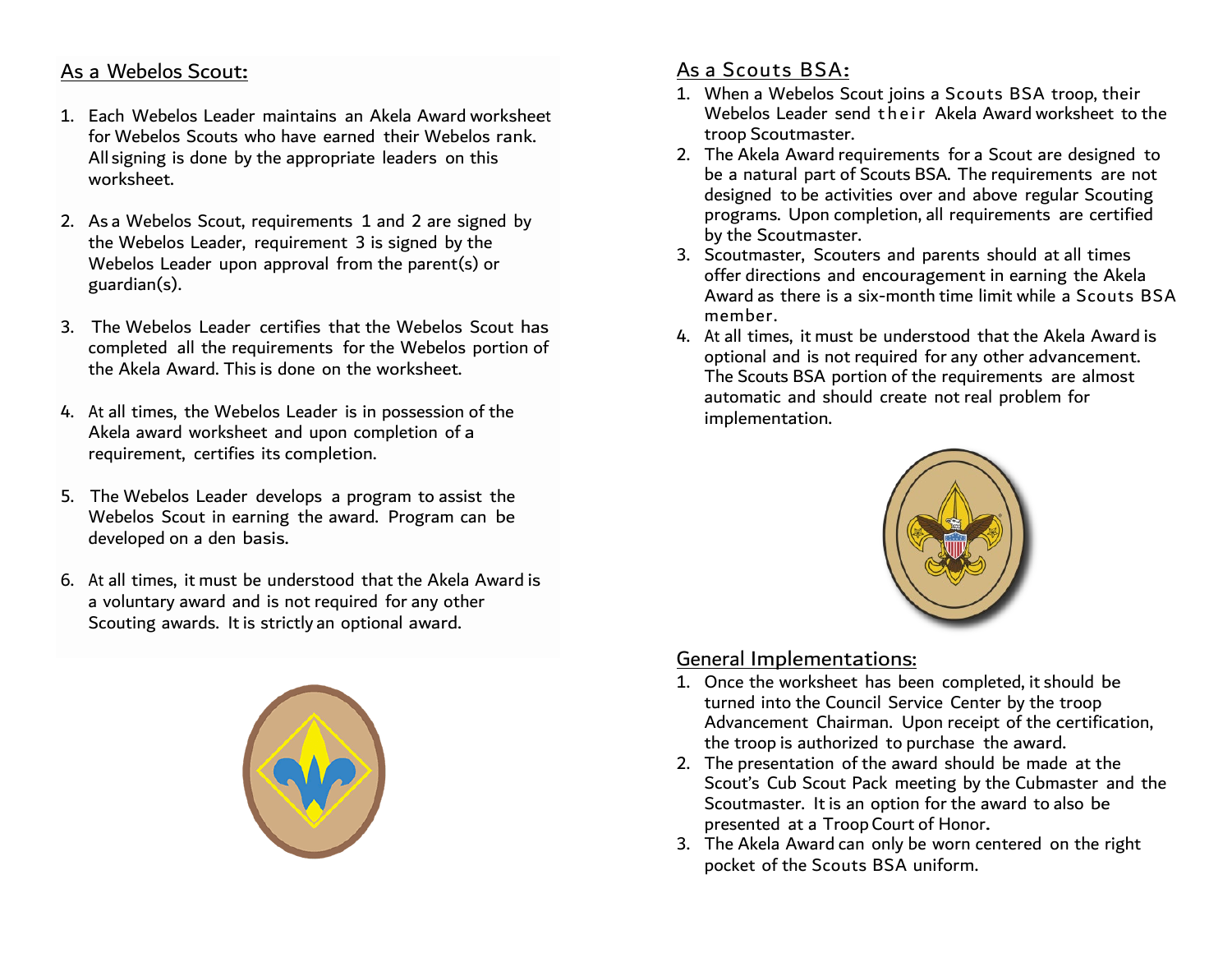## As a Webelos Scout:

1. Each Webelos Leader maintains an Akela Award worksheet for Webelos Scouts who have earned their Webelos rank. All signing is done by the appropriate leaders on this worksheet.

2. As a Webelos Scout, requirements 1 and 2 are signed by the Webelos Leader, requirement 3 is signed by the Webelos Leader upon approval from the parent(s) or guardian(s).

3. The Webelos Leader certifies that the Webelos Scout has completed all the requirements for the Webelos portion of the Akela Award. This is done on the worksheet.

4. At all times, the Webelos Leader is in possession of the Akela award worksheet and upon completion of a requirement, certifies its completion.

5. The Webelos Leader develops a program to assist the Webelos Scout in earning the award. Program can be developed on a den basis.

6. At all times, it must be understood that the Akela Award is a voluntary award and is not required for any other Scouting awards. It is strictly an optional award.

## As a Scouts BSA:

1. When a Webelos Scout joins a Scouts BSA troop, their Webelos Leader send their Akela Award worksheet to the troop Scoutmaster.
2. The Akela Award requirements for a Scout are designed to be a natural part of Scouts BSA. The requirements are not designed to be activities over and above regular Scouting programs. Upon completion, all requirements are certified by the Scoutmaster.
3. Scoutmaster, Scouters and parents should at all times offer directions and encouragement in earning the Akela Award as there is a six-month time limit while a Scouts BSA member.
4. At all times, it must be understood that the Akela Award is optional and is not required for any other advancement. The Scouts BSA portion of the requirements are almost automatic and should create not real problem for implementation.

## General Implementations:

1. Once the worksheet has been completed, it should be turned into the Council Service Center by the troop Advancement Chairman. Upon receipt of the certification, the troop is authorized to purchase the award.
2. The presentation of the award should be made at the Scout's Cub Scout Pack meeting by the Cubmaster and the Scoutmaster. It is an option for the award to also be presented at a Troop Court of Honor.
3. The Akela Award can only be worn centered on the right pocket of the Scouts BSA uniform.